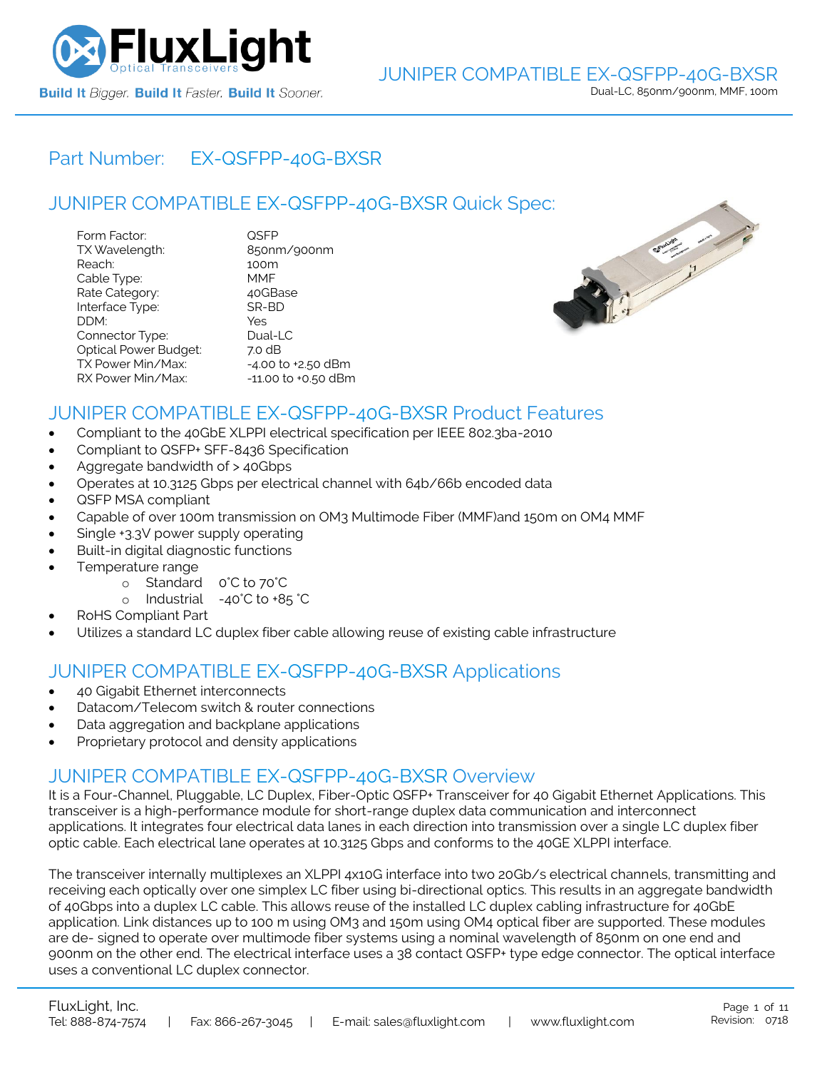# JUNIPER COMPATIBLE EX-QSFPP-40G-BXSR

Dual-LC, 850nm/900nm, MMF, 100m

## Part Number: EX-QSFPP-40G-BXSR

## JUNIPER COMPATIBLE EX-QSFPP-40G-BXSR Quick Spec:

| | |
|---|---|
| Form Factor: | QSFP |
| TX Wavelength: | 850nm/900nm |
| Reach: | 100m |
| Cable Type: | MMF |
| Rate Category: | 40GBase |
| Interface Type: | SR-BD |
| DDM: | Yes |
| Connector Type: | Dual-LC |
| Optical Power Budget: | 7.0 dB |
| TX Power Min/Max: | -4.00 to +2.50 dBm |
| RX Power Min/Max: | -11.00 to +0.50 dBm |

## JUNIPER COMPATIBLE EX-QSFPP-40G-BXSR Product Features

- Compliant to the 40GbE XLPPI electrical specification per IEEE 802.3ba-2010
- Compliant to QSFP+ SFF-8436 Specification
- Aggregate bandwidth of > 40Gbps
- Operates at 10.3125 Gbps per electrical channel with 64b/66b encoded data
- QSFP MSA compliant
- Capable of over 100m transmission on OM3 Multimode Fiber (MMF)and 150m on OM4 MMF
- Single +3.3V power supply operating
- Built-in digital diagnostic functions
- Temperature range
  - Standard 0°C to 70°C
  - Industrial -40°C to +85 °C
- RoHS Compliant Part
- Utilizes a standard LC duplex fiber cable allowing reuse of existing cable infrastructure

## JUNIPER COMPATIBLE EX-QSFPP-40G-BXSR Applications

- 40 Gigabit Ethernet interconnects
- Datacom/Telecom switch & router connections
- Data aggregation and backplane applications
- Proprietary protocol and density applications

## JUNIPER COMPATIBLE EX-QSFPP-40G-BXSR Overview

It is a Four-Channel, Pluggable, LC Duplex, Fiber-Optic QSFP+ Transceiver for 40 Gigabit Ethernet Applications. This transceiver is a high-performance module for short-range duplex data communication and interconnect applications. It integrates four electrical data lanes in each direction into transmission over a single LC duplex fiber optic cable. Each electrical lane operates at 10.3125 Gbps and conforms to the 40GE XLPPI interface.

The transceiver internally multiplexes an XLPPI 4x10G interface into two 20Gb/s electrical channels, transmitting and receiving each optically over one simplex LC fiber using bi-directional optics. This results in an aggregate bandwidth of 40Gbps into a duplex LC cable. This allows reuse of the installed LC duplex cabling infrastructure for 40GbE application. Link distances up to 100 m using OM3 and 150m using OM4 optical fiber are supported. These modules are de- signed to operate over multimode fiber systems using a nominal wavelength of 850nm on one end and 900nm on the other end. The electrical interface uses a 38 contact QSFP+ type edge connector. The optical interface uses a conventional LC duplex connector.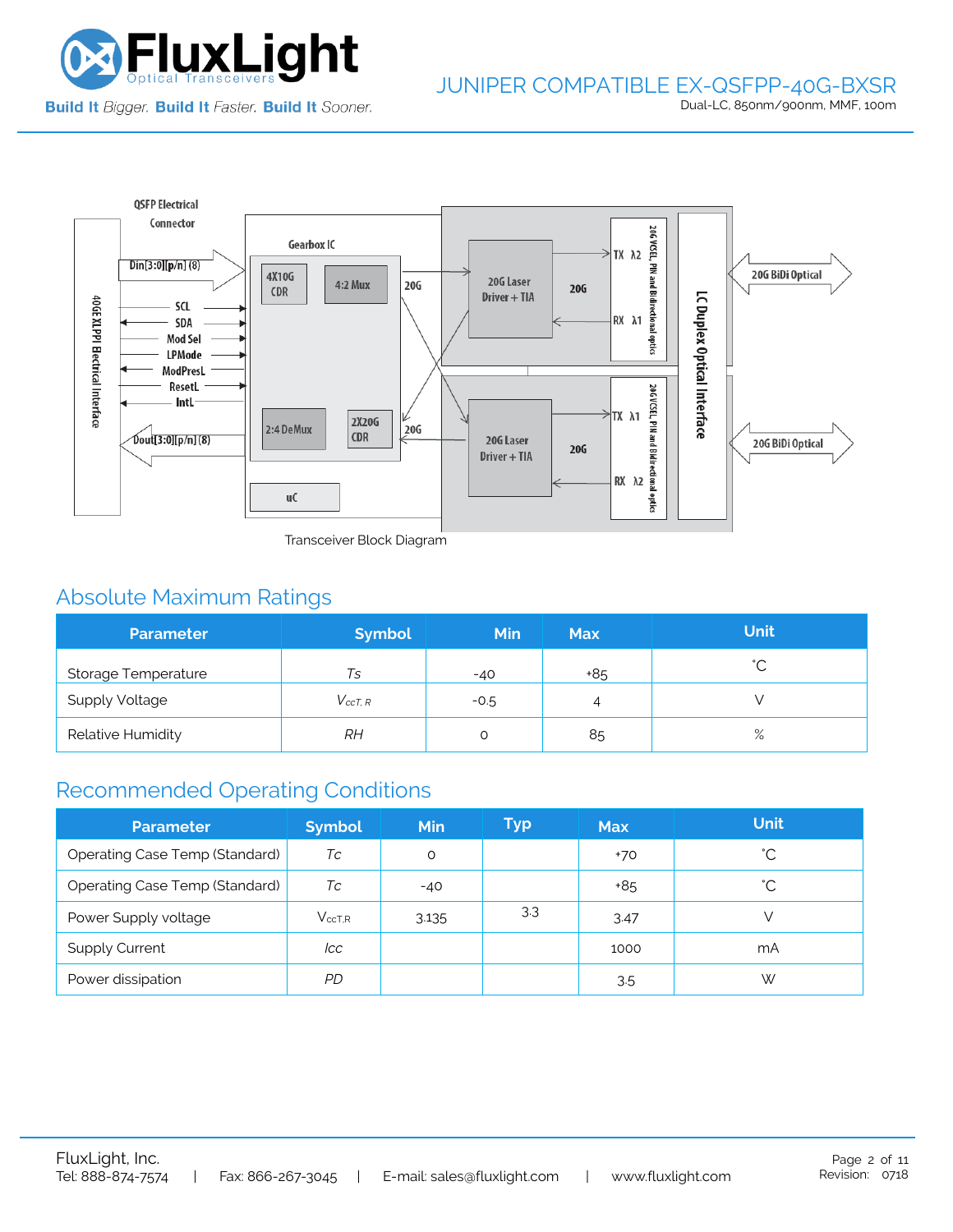Transceiver Block Diagram

## Absolute Maximum Ratings

| Parameter | Symbol | Min | Max | Unit |
|---|---|---|---|---|
| Storage Temperature | *Ts* | -40 | +85 | ˚C |
| Supply Voltage | $V_{ccT, R}$ | -0.5 | 4 | V |
| Relative Humidity | *RH* | 0 | 85 | % |

## Recommended Operating Conditions

| Parameter | Symbol | Min | Typ | Max | Unit |
|---|---|---|---|---|---|
| Operating Case Temp (Standard) | *Tc* | 0 | | +70 | ˚C |
| Operating Case Temp (Standard) | *Tc* | -40 | | +85 | ˚C |
| Power Supply voltage | $V_{ccT,R}$ | 3.135 | 3.3 | 3.47 | V |
| Supply Current | *Icc* | | | 1000 | mA |
| Power dissipation | *PD* | | | 3.5 | W |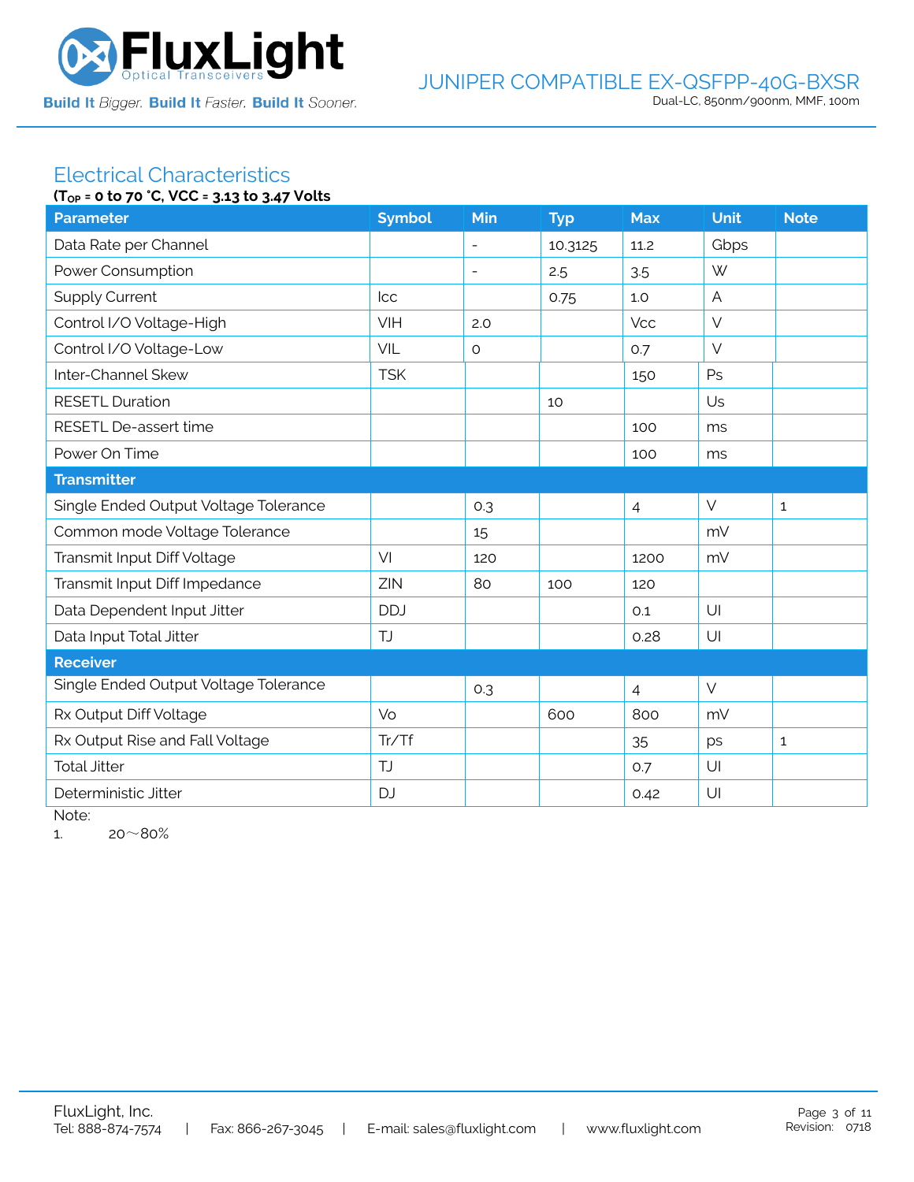## Electrical Characteristics

**($T_{OP}$ = 0 to 70 °C, VCC = 3.13 to 3.47 Volts**

| Parameter | Symbol | Min | Typ | Max | Unit | Note |
|---|---|---|---|---|---|---|
| Data Rate per Channel | | - | 10.3125 | 11.2 | Gbps | |
| Power Consumption | | - | 2.5 | 3.5 | W | |
| Supply Current | Icc | | 0.75 | 1.0 | A | |
| Control I/O Voltage-High | VIH | 2.0 | | Vcc | V | |
| Control I/O Voltage-Low | VIL | 0 | | 0.7 | V | |
| Inter-Channel Skew | TSK | | | 150 | Ps | |
| RESETL Duration | | | 10 | | Us | |
| RESETL De-assert time | | | | 100 | ms | |
| Power On Time | | | | 100 | ms | |
| **Transmitter** | | | | | | |
| Single Ended Output Voltage Tolerance | | 0.3 | | 4 | V | 1 |
| Common mode Voltage Tolerance | | 15 | | | mV | |
| Transmit Input Diff Voltage | VI | 120 | | 1200 | mV | |
| Transmit Input Diff Impedance | ZIN | 80 | 100 | 120 | | |
| Data Dependent Input Jitter | DDJ | | | 0.1 | UI | |
| Data Input Total Jitter | TJ | | | 0.28 | UI | |
| **Receiver** | | | | | | |
| Single Ended Output Voltage Tolerance | | 0.3 | | 4 | V | |
| Rx Output Diff Voltage | Vo | | 600 | 800 | mV | |
| Rx Output Rise and Fall Voltage | Tr/Tf | | | 35 | ps | 1 |
| Total Jitter | TJ | | | 0.7 | UI | |
| Deterministic Jitter | DJ | | | 0.42 | UI | |

Note:

1. 20～80%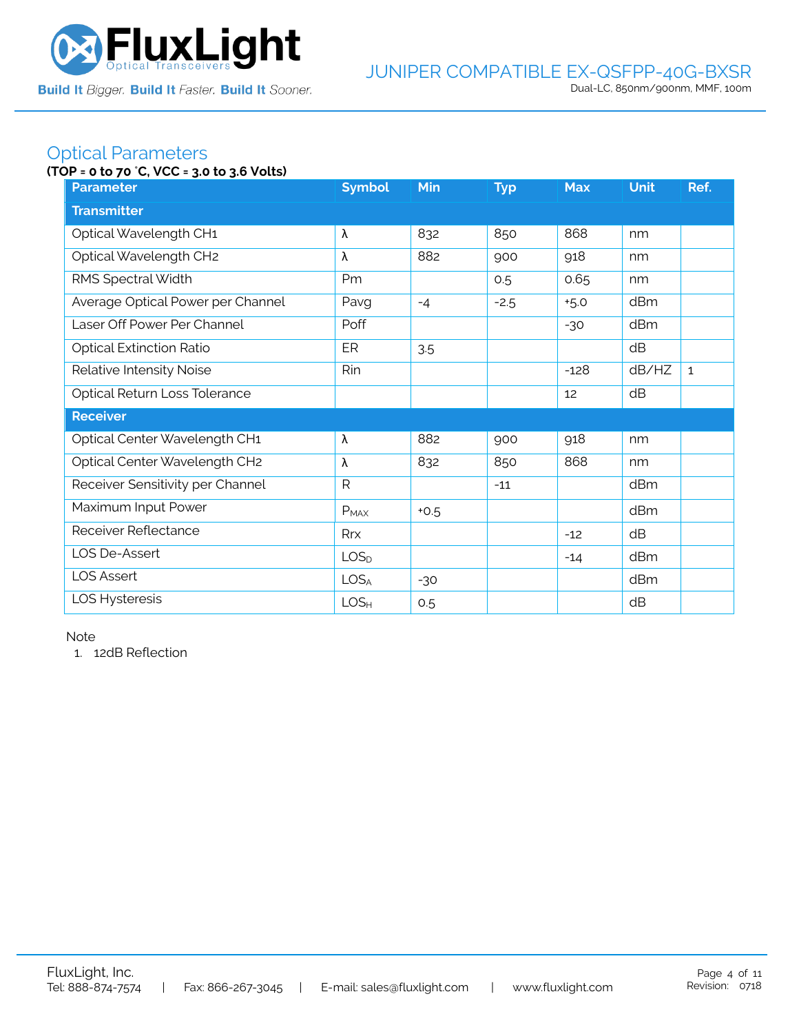## Optical Parameters

**(TOP = 0 to 70 °C, VCC = 3.0 to 3.6 Volts)**

| Parameter | Symbol | Min | Typ | Max | Unit | Ref. |
|---|---|---|---|---|---|---|
| **Transmitter** | | | | | | |
| Optical Wavelength CH1 | λ | 832 | 850 | 868 | nm | |
| Optical Wavelength CH2 | λ | 882 | 900 | 918 | nm | |
| RMS Spectral Width | Pm | | 0.5 | 0.65 | nm | |
| Average Optical Power per Channel | Pavg | -4 | -2.5 | +5.0 | dBm | |
| Laser Off Power Per Channel | Poff | | | -30 | dBm | |
| Optical Extinction Ratio | ER | 3.5 | | | dB | |
| Relative Intensity Noise | Rin | | | -128 | dB/HZ | 1 |
| Optical Return Loss Tolerance | | | | 12 | dB | |
| **Receiver** | | | | | | |
| Optical Center Wavelength CH1 | λ | 882 | 900 | 918 | nm | |
| Optical Center Wavelength CH2 | λ | 832 | 850 | 868 | nm | |
| Receiver Sensitivity per Channel | R | | -11 | | dBm | |
| Maximum Input Power | $P_{MAX}$ | +0.5 | | | dBm | |
| Receiver Reflectance | Rrx | | | -12 | dB | |
| LOS De-Assert | $LOS_D$ | | | -14 | dBm | |
| LOS Assert | $LOS_A$ | -30 | | | dBm | |
| LOS Hysteresis | $LOS_H$ | 0.5 | | | dB | |

Note

1. 12dB Reflection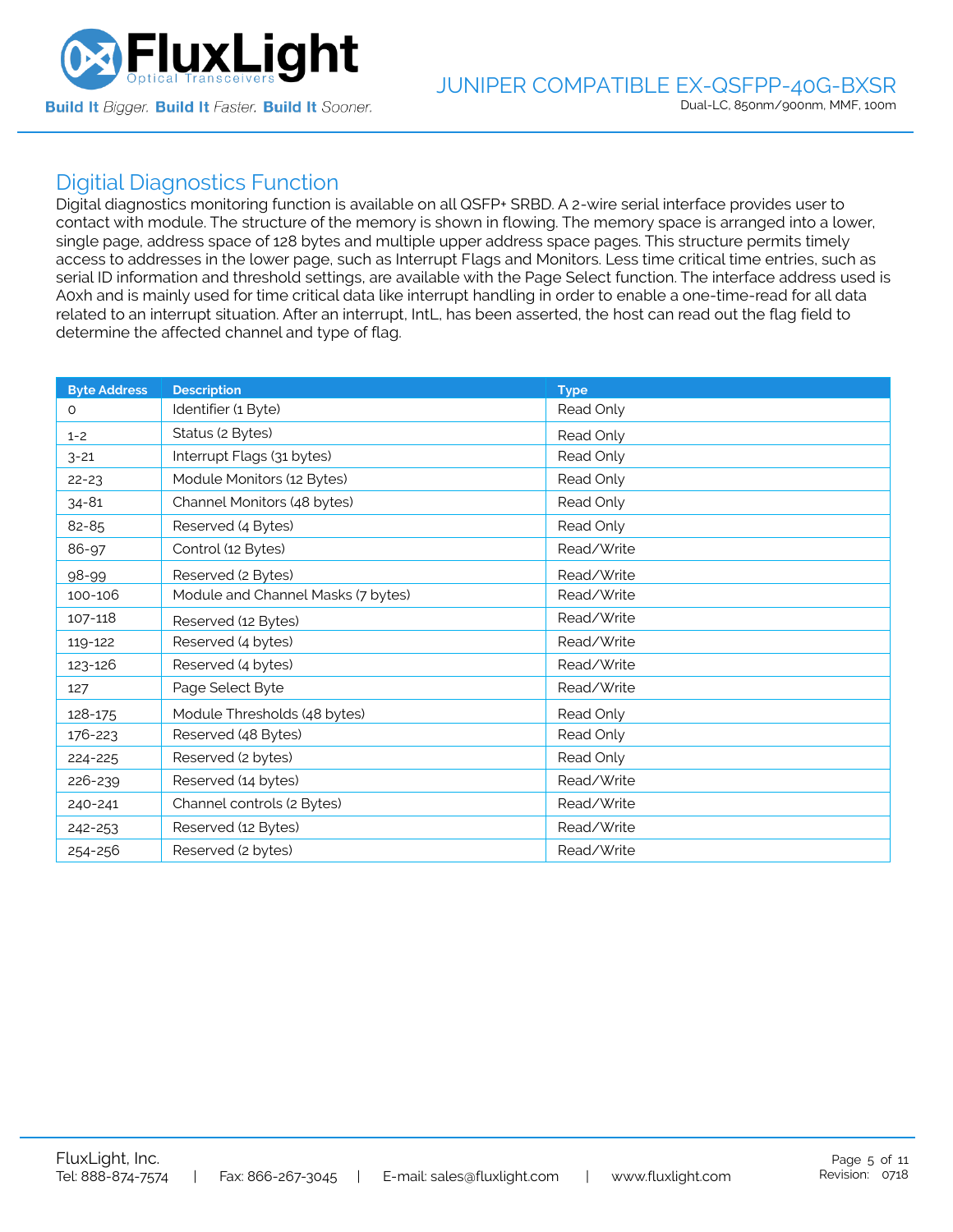## Digitial Diagnostics Function

Digital diagnostics monitoring function is available on all QSFP+ SRBD. A 2-wire serial interface provides user to contact with module. The structure of the memory is shown in flowing. The memory space is arranged into a lower, single page, address space of 128 bytes and multiple upper address space pages. This structure permits timely access to addresses in the lower page, such as Interrupt Flags and Monitors. Less time critical time entries, such as serial ID information and threshold settings, are available with the Page Select function. The interface address used is A0xh and is mainly used for time critical data like interrupt handling in order to enable a one-time-read for all data related to an interrupt situation. After an interrupt, IntL, has been asserted, the host can read out the flag field to determine the affected channel and type of flag.

| Byte Address | Description | Type |
|---|---|---|
| 0 | Identifier (1 Byte) | Read Only |
| 1-2 | Status (2 Bytes) | Read Only |
| 3-21 | Interrupt Flags (31 bytes) | Read Only |
| 22-23 | Module Monitors (12 Bytes) | Read Only |
| 34-81 | Channel Monitors (48 bytes) | Read Only |
| 82-85 | Reserved (4 Bytes) | Read Only |
| 86-97 | Control (12 Bytes) | Read/Write |
| 98-99 | Reserved (2 Bytes) | Read/Write |
| 100-106 | Module and Channel Masks (7 bytes) | Read/Write |
| 107-118 | Reserved (12 Bytes) | Read/Write |
| 119-122 | Reserved (4 bytes) | Read/Write |
| 123-126 | Reserved (4 bytes) | Read/Write |
| 127 | Page Select Byte | Read/Write |
| 128-175 | Module Thresholds (48 bytes) | Read Only |
| 176-223 | Reserved (48 Bytes) | Read Only |
| 224-225 | Reserved (2 bytes) | Read Only |
| 226-239 | Reserved (14 bytes) | Read/Write |
| 240-241 | Channel controls (2 Bytes) | Read/Write |
| 242-253 | Reserved (12 Bytes) | Read/Write |
| 254-256 | Reserved (2 bytes) | Read/Write |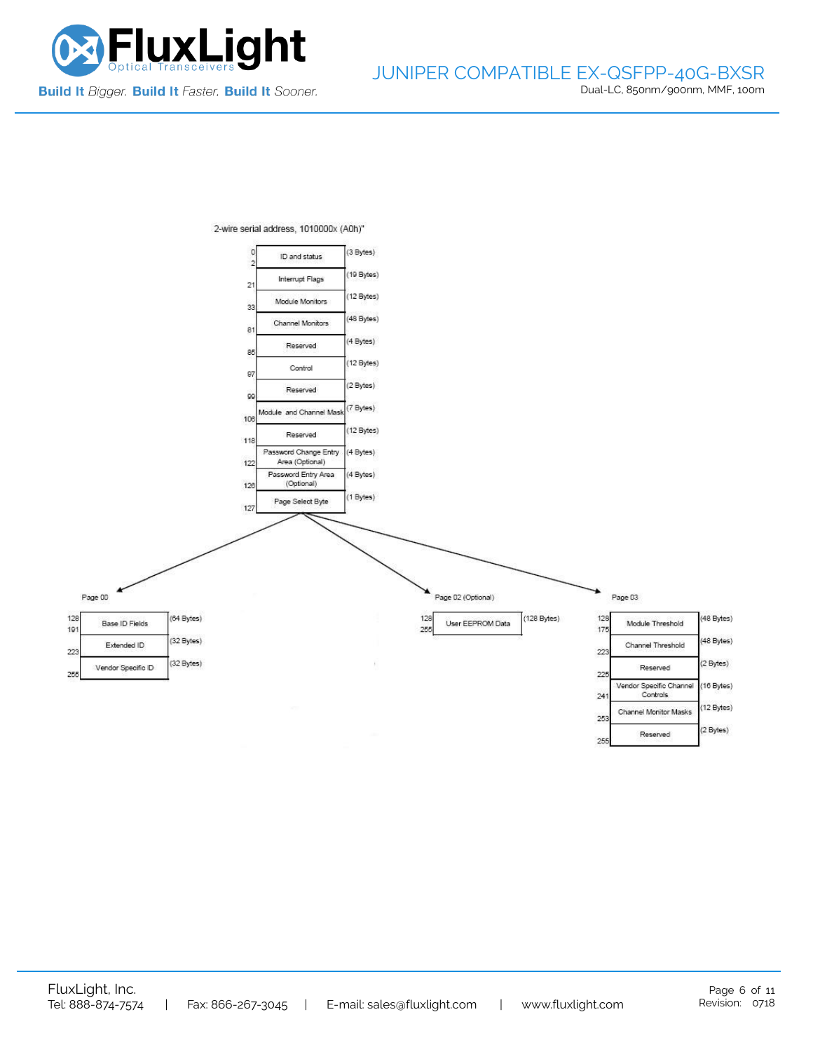2-wire serial address, 1010000x (A0h)"

| Address | Field | Size |
|---|---|---|
| 0–2 | ID and status | (3 Bytes) |
| 21 | Interrupt Flags | (19 Bytes) |
| 33 | Module Monitors | (12 Bytes) |
| 81 | Channel Monitors | (48 Bytes) |
| 86 | Reserved | (4 Bytes) |
| 97 | Control | (12 Bytes) |
| 99 | Reserved | (2 Bytes) |
| 106 | Module and Channel Mask | (7 Bytes) |
| 118 | Reserved | (12 Bytes) |
| 122 | Password Change Entry Area (Optional) | (4 Bytes) |
| 126 | Password Entry Area (Optional) | (4 Bytes) |
| 127 | Page Select Byte | (1 Bytes) |

Page 00

| Address | Field | Size |
|---|---|---|
| 128–191 | Base ID Fields | (64 Bytes) |
| 223 | Extended ID | (32 Bytes) |
| 255 | Vendor Specific ID | (32 Bytes) |

Page 02 (Optional)

| Address | Field | Size |
|---|---|---|
| 128–255 | User EEPROM Data | (128 Bytes) |

Page 03

| Address | Field | Size |
|---|---|---|
| 128–175 | Module Threshold | (48 Bytes) |
| 223 | Channel Threshold | (48 Bytes) |
| 225 | Reserved | (2 Bytes) |
| 241 | Vendor Specific Channel Controls | (16 Bytes) |
| 253 | Channel Monitor Masks | (12 Bytes) |
| 255 | Reserved | (2 Bytes) |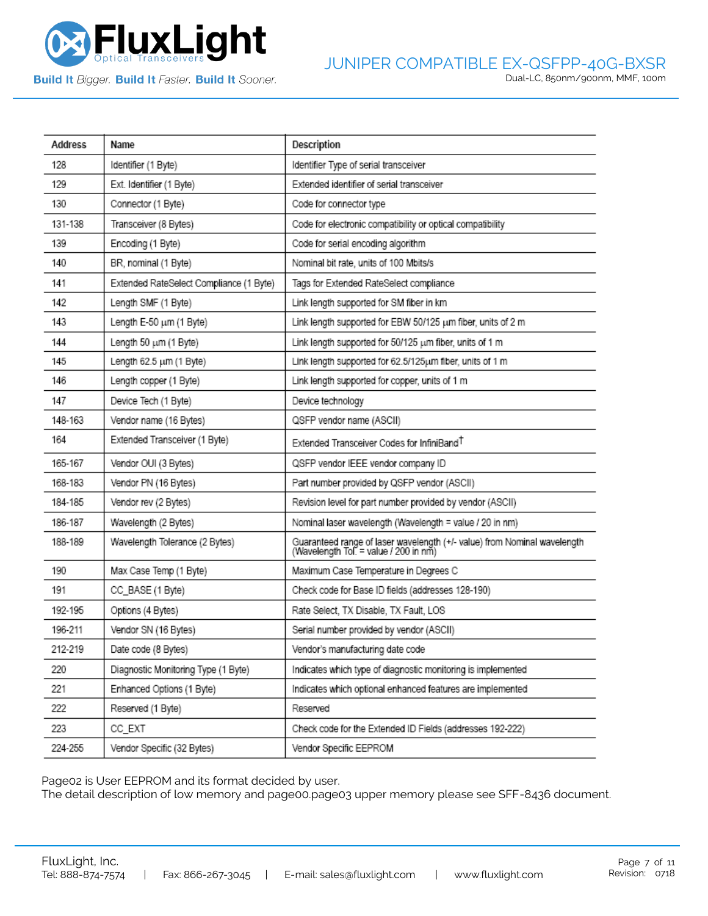| Address | Name | Description |
|---|---|---|
| 128 | Identifier (1 Byte) | Identifier Type of serial transceiver |
| 129 | Ext. Identifier (1 Byte) | Extended identifier of serial transceiver |
| 130 | Connector (1 Byte) | Code for connector type |
| 131-138 | Transceiver (8 Bytes) | Code for electronic compatibility or optical compatibility |
| 139 | Encoding (1 Byte) | Code for serial encoding algorithm |
| 140 | BR, nominal (1 Byte) | Nominal bit rate, units of 100 Mbits/s |
| 141 | Extended RateSelect Compliance (1 Byte) | Tags for Extended RateSelect compliance |
| 142 | Length SMF (1 Byte) | Link length supported for SM fiber in km |
| 143 | Length E-50 μm (1 Byte) | Link length supported for EBW 50/125 μm fiber, units of 2 m |
| 144 | Length 50 μm (1 Byte) | Link length supported for 50/125 μm fiber, units of 1 m |
| 145 | Length 62.5 μm (1 Byte) | Link length supported for 62.5/125μm fiber, units of 1 m |
| 146 | Length copper (1 Byte) | Link length supported for copper, units of 1 m |
| 147 | Device Tech (1 Byte) | Device technology |
| 148-163 | Vendor name (16 Bytes) | QSFP vendor name (ASCII) |
| 164 | Extended Transceiver (1 Byte) | Extended Transceiver Codes for InfiniBand† |
| 165-167 | Vendor OUI (3 Bytes) | QSFP vendor IEEE vendor company ID |
| 168-183 | Vendor PN (16 Bytes) | Part number provided by QSFP vendor (ASCII) |
| 184-185 | Vendor rev (2 Bytes) | Revision level for part number provided by vendor (ASCII) |
| 186-187 | Wavelength (2 Bytes) | Nominal laser wavelength (Wavelength = value / 20 in nm) |
| 188-189 | Wavelength Tolerance (2 Bytes) | Guaranteed range of laser wavelength (+/- value) from Nominal wavelength (Wavelength Tol. = value / 200 in nm) |
| 190 | Max Case Temp (1 Byte) | Maximum Case Temperature in Degrees C |
| 191 | CC_BASE (1 Byte) | Check code for Base ID fields (addresses 128-190) |
| 192-195 | Options (4 Bytes) | Rate Select, TX Disable, TX Fault, LOS |
| 196-211 | Vendor SN (16 Bytes) | Serial number provided by vendor (ASCII) |
| 212-219 | Date code (8 Bytes) | Vendor's manufacturing date code |
| 220 | Diagnostic Monitoring Type (1 Byte) | Indicates which type of diagnostic monitoring is implemented |
| 221 | Enhanced Options (1 Byte) | Indicates which optional enhanced features are implemented |
| 222 | Reserved (1 Byte) | Reserved |
| 223 | CC_EXT | Check code for the Extended ID Fields (addresses 192-222) |
| 224-255 | Vendor Specific (32 Bytes) | Vendor Specific EEPROM |

Page02 is User EEPROM and its format decided by user.
The detail description of low memory and page00.page03 upper memory please see SFF-8436 document.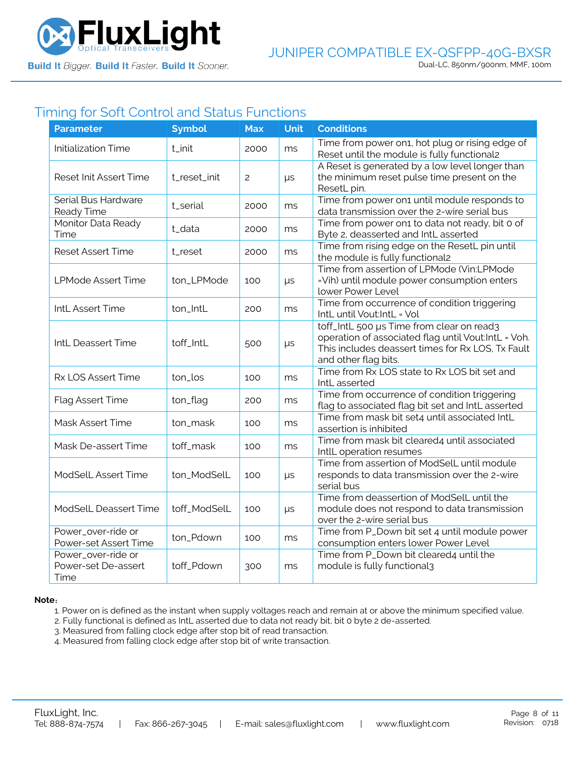## Timing for Soft Control and Status Functions

| Parameter | Symbol | Max | Unit | Conditions |
|---|---|---|---|---|
| Initialization Time | t_init | 2000 | ms | Time from power on1, hot plug or rising edge of Reset until the module is fully functional2 |
| Reset Init Assert Time | t_reset_init | 2 | μs | A Reset is generated by a low level longer than the minimum reset pulse time present on the ResetL pin. |
| Serial Bus Hardware Ready Time | t_serial | 2000 | ms | Time from power on1 until module responds to data transmission over the 2-wire serial bus |
| Monitor Data Ready Time | t_data | 2000 | ms | Time from power on1 to data not ready, bit 0 of Byte 2, deasserted and IntL asserted |
| Reset Assert Time | t_reset | 2000 | ms | Time from rising edge on the ResetL pin until the module is fully functional2 |
| LPMode Assert Time | ton_LPMode | 100 | μs | Time from assertion of LPMode (Vin:LPMode =Vih) until module power consumption enters lower Power Level |
| IntL Assert Time | ton_IntL | 200 | ms | Time from occurrence of condition triggering IntL until Vout:IntL = Vol |
| IntL Deassert Time | toff_IntL | 500 | μs | toff_IntL 500 μs Time from clear on read3 operation of associated flag until Vout:IntL = Voh. This includes deassert times for Rx LOS, Tx Fault and other flag bits. |
| Rx LOS Assert Time | ton_los | 100 | ms | Time from Rx LOS state to Rx LOS bit set and IntL asserted |
| Flag Assert Time | ton_flag | 200 | ms | Time from occurrence of condition triggering flag to associated flag bit set and IntL asserted |
| Mask Assert Time | ton_mask | 100 | ms | Time from mask bit set4 until associated IntL assertion is inhibited |
| Mask De-assert Time | toff_mask | 100 | ms | Time from mask bit cleared4 until associated IntlL operation resumes |
| ModSelL Assert Time | ton_ModSelL | 100 | μs | Time from assertion of ModSelL until module responds to data transmission over the 2-wire serial bus |
| ModSelL Deassert Time | toff_ModSelL | 100 | μs | Time from deassertion of ModSelL until the module does not respond to data transmission over the 2-wire serial bus |
| Power_over-ride or Power-set Assert Time | ton_Pdown | 100 | ms | Time from P_Down bit set 4 until module power consumption enters lower Power Level |
| Power_over-ride or Power-set De-assert Time | toff_Pdown | 300 | ms | Time from P_Down bit cleared4 until the module is fully functional3 |

**Note:**

1. Power on is defined as the instant when supply voltages reach and remain at or above the minimum specified value.
2. Fully functional is defined as IntL asserted due to data not ready bit, bit 0 byte 2 de-asserted.
3. Measured from falling clock edge after stop bit of read transaction.
4. Measured from falling clock edge after stop bit of write transaction.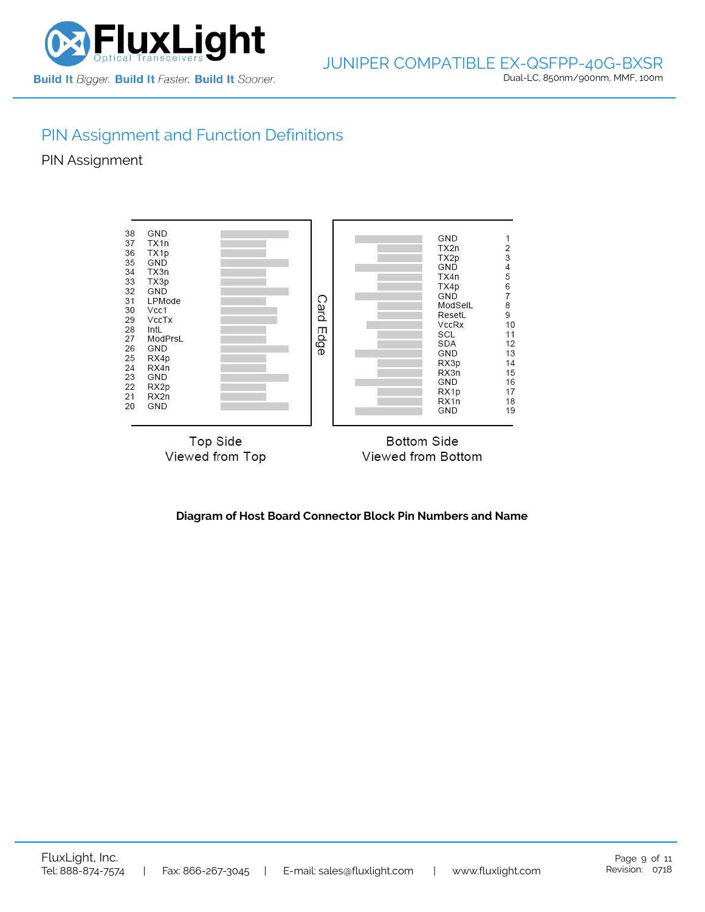## PIN Assignment and Function Definitions

### PIN Assignment

| Pin | Top Side (Viewed from Top) | | Bottom Side (Viewed from Bottom) | Pin |
|---|---|---|---|---|
| 38 | GND | | GND | 1 |
| 37 | TX1n | | TX2n | 2 |
| 36 | TX1p | | TX2p | 3 |
| 35 | GND | | GND | 4 |
| 34 | TX3n | | TX4n | 5 |
| 33 | TX3p | | TX4p | 6 |
| 32 | GND | | GND | 7 |
| 31 | LPMode | | ModSelL | 8 |
| 30 | Vcc1 | | ResetL | 9 |
| 29 | VccTx | | VccRx | 10 |
| 28 | IntL | | SCL | 11 |
| 27 | ModPrsL | | SDA | 12 |
| 26 | GND | | GND | 13 |
| 25 | RX4p | | RX3p | 14 |
| 24 | RX4n | | RX3n | 15 |
| 23 | GND | | GND | 16 |
| 22 | RX2p | | RX1p | 17 |
| 21 | RX2n | | RX1n | 18 |
| 20 | GND | | GND | 19 |

Card Edge

Top Side
Viewed from Top

Bottom Side
Viewed from Bottom

**Diagram of Host Board Connector Block Pin Numbers and Name**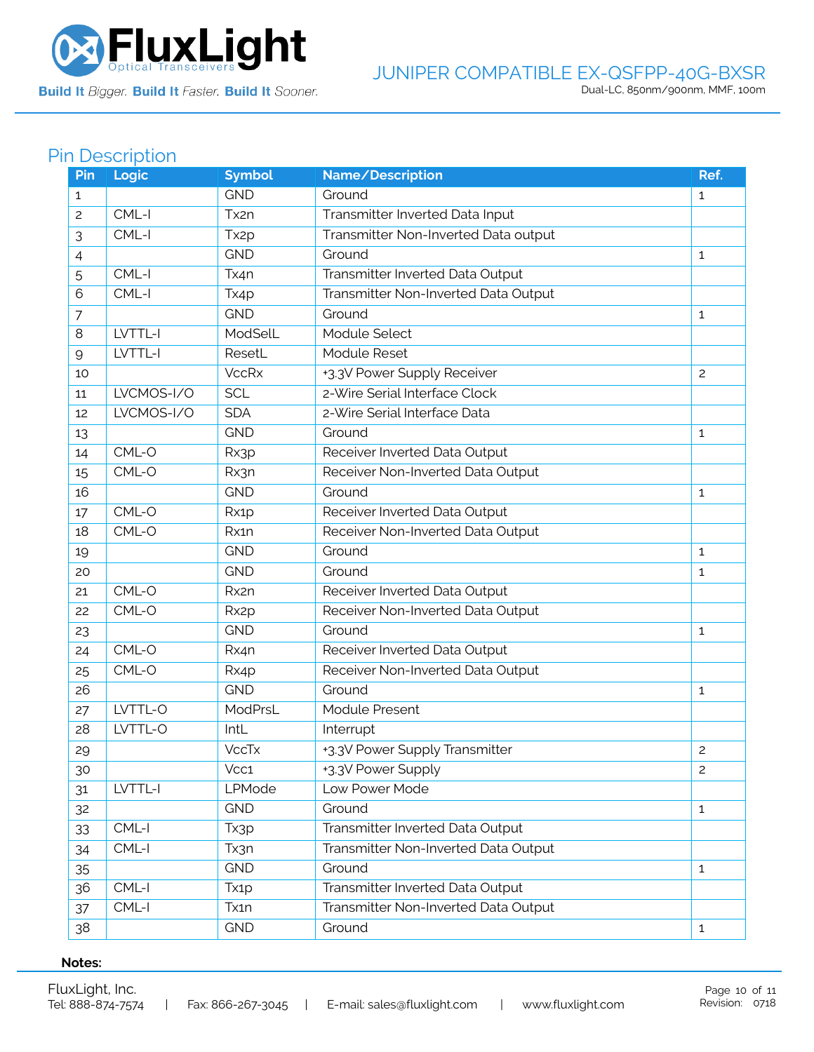## Pin Description

| Pin | Logic | Symbol | Name/Description | Ref. |
|---|---|---|---|---|
| 1 | | GND | Ground | 1 |
| 2 | CML-I | Tx2n | Transmitter Inverted Data Input | |
| 3 | CML-I | Tx2p | Transmitter Non-Inverted Data output | |
| 4 | | GND | Ground | 1 |
| 5 | CML-I | Tx4n | Transmitter Inverted Data Output | |
| 6 | CML-I | Tx4p | Transmitter Non-Inverted Data Output | |
| 7 | | GND | Ground | 1 |
| 8 | LVTTL-I | ModSelL | Module Select | |
| 9 | LVTTL-I | ResetL | Module Reset | |
| 10 | | VccRx | +3.3V Power Supply Receiver | 2 |
| 11 | LVCMOS-I/O | SCL | 2-Wire Serial Interface Clock | |
| 12 | LVCMOS-I/O | SDA | 2-Wire Serial Interface Data | |
| 13 | | GND | Ground | 1 |
| 14 | CML-O | Rx3p | Receiver Inverted Data Output | |
| 15 | CML-O | Rx3n | Receiver Non-Inverted Data Output | |
| 16 | | GND | Ground | 1 |
| 17 | CML-O | Rx1p | Receiver Inverted Data Output | |
| 18 | CML-O | Rx1n | Receiver Non-Inverted Data Output | |
| 19 | | GND | Ground | 1 |
| 20 | | GND | Ground | 1 |
| 21 | CML-O | Rx2n | Receiver Inverted Data Output | |
| 22 | CML-O | Rx2p | Receiver Non-Inverted Data Output | |
| 23 | | GND | Ground | 1 |
| 24 | CML-O | Rx4n | Receiver Inverted Data Output | |
| 25 | CML-O | Rx4p | Receiver Non-Inverted Data Output | |
| 26 | | GND | Ground | 1 |
| 27 | LVTTL-O | ModPrsL | Module Present | |
| 28 | LVTTL-O | IntL | Interrupt | |
| 29 | | VccTx | +3.3V Power Supply Transmitter | 2 |
| 30 | | Vcc1 | +3.3V Power Supply | 2 |
| 31 | LVTTL-I | LPMode | Low Power Mode | |
| 32 | | GND | Ground | 1 |
| 33 | CML-I | Tx3p | Transmitter Inverted Data Output | |
| 34 | CML-I | Tx3n | Transmitter Non-Inverted Data Output | |
| 35 | | GND | Ground | 1 |
| 36 | CML-I | Tx1p | Transmitter Inverted Data Output | |
| 37 | CML-I | Tx1n | Transmitter Non-Inverted Data Output | |
| 38 | | GND | Ground | 1 |

**Notes:**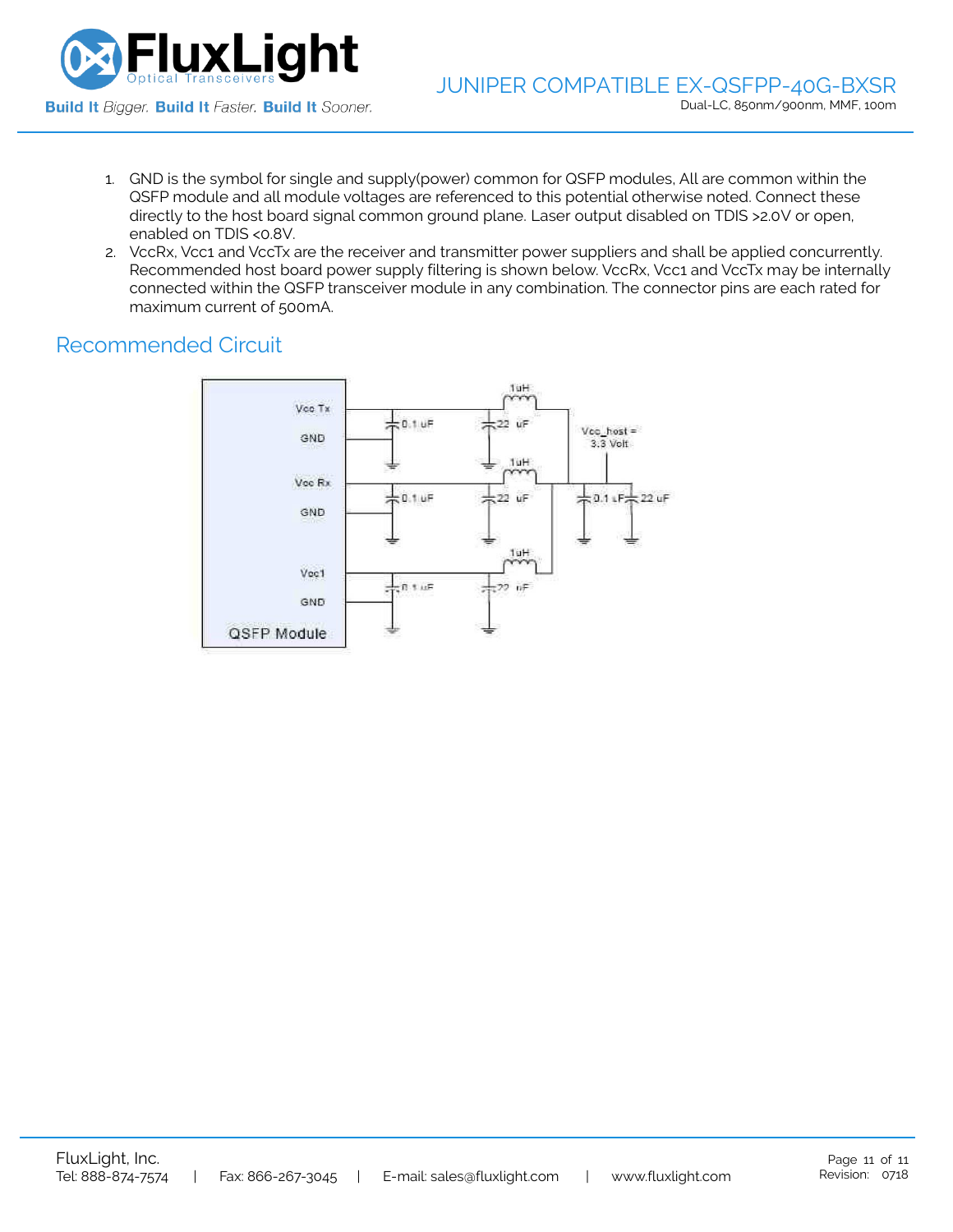1. GND is the symbol for single and supply(power) common for QSFP modules, All are common within the QSFP module and all module voltages are referenced to this potential otherwise noted. Connect these directly to the host board signal common ground plane. Laser output disabled on TDIS >2.0V or open, enabled on TDIS <0.8V.
2. VccRx, Vcc1 and VccTx are the receiver and transmitter power suppliers and shall be applied concurrently. Recommended host board power supply filtering is shown below. VccRx, Vcc1 and VccTx may be internally connected within the QSFP transceiver module in any combination. The connector pins are each rated for maximum current of 500mA.

## Recommended Circuit

Vcc Tx
GND
Vcc Rx
GND
Vcc1
GND
QSFP Module
0.1 uF
22 uF
1uH
Vcc_host = 3.3 Volt
0.1 uF
22 uF